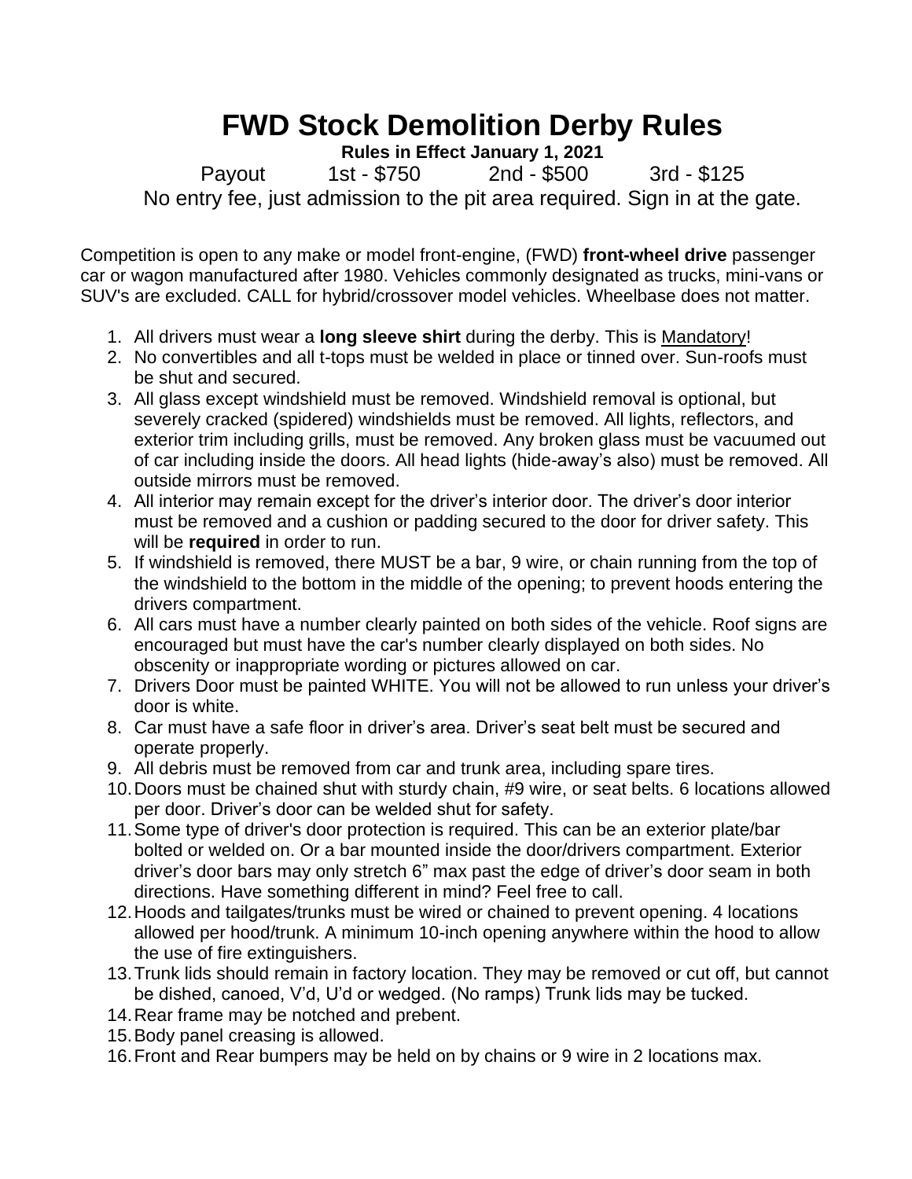# FWD Stock Demolition Derby Rules

**Rules in Effect January 1, 2021**

Payout 1st - $750 2nd - $500 3rd - $125

No entry fee, just admission to the pit area required. Sign in at the gate.

Competition is open to any make or model front-engine, (FWD) **front-wheel drive** passenger car or wagon manufactured after 1980. Vehicles commonly designated as trucks, mini-vans or SUV's are excluded. CALL for hybrid/crossover model vehicles. Wheelbase does not matter.

1. All drivers must wear a **long sleeve shirt** during the derby. This is Mandatory!
2. No convertibles and all t-tops must be welded in place or tinned over. Sun-roofs must be shut and secured.
3. All glass except windshield must be removed. Windshield removal is optional, but severely cracked (spidered) windshields must be removed. All lights, reflectors, and exterior trim including grills, must be removed. Any broken glass must be vacuumed out of car including inside the doors. All head lights (hide-away's also) must be removed. All outside mirrors must be removed.
4. All interior may remain except for the driver's interior door. The driver's door interior must be removed and a cushion or padding secured to the door for driver safety. This will be **required** in order to run.
5. If windshield is removed, there MUST be a bar, 9 wire, or chain running from the top of the windshield to the bottom in the middle of the opening; to prevent hoods entering the drivers compartment.
6. All cars must have a number clearly painted on both sides of the vehicle. Roof signs are encouraged but must have the car's number clearly displayed on both sides. No obscenity or inappropriate wording or pictures allowed on car.
7. Drivers Door must be painted WHITE. You will not be allowed to run unless your driver's door is white.
8. Car must have a safe floor in driver's area. Driver's seat belt must be secured and operate properly.
9. All debris must be removed from car and trunk area, including spare tires.
10. Doors must be chained shut with sturdy chain, #9 wire, or seat belts. 6 locations allowed per door. Driver's door can be welded shut for safety.
11. Some type of driver's door protection is required. This can be an exterior plate/bar bolted or welded on. Or a bar mounted inside the door/drivers compartment. Exterior driver's door bars may only stretch 6" max past the edge of driver's door seam in both directions. Have something different in mind? Feel free to call.
12. Hoods and tailgates/trunks must be wired or chained to prevent opening. 4 locations allowed per hood/trunk. A minimum 10-inch opening anywhere within the hood to allow the use of fire extinguishers.
13. Trunk lids should remain in factory location. They may be removed or cut off, but cannot be dished, canoed, V'd, U'd or wedged. (No ramps) Trunk lids may be tucked.
14. Rear frame may be notched and prebent.
15. Body panel creasing is allowed.
16. Front and Rear bumpers may be held on by chains or 9 wire in 2 locations max.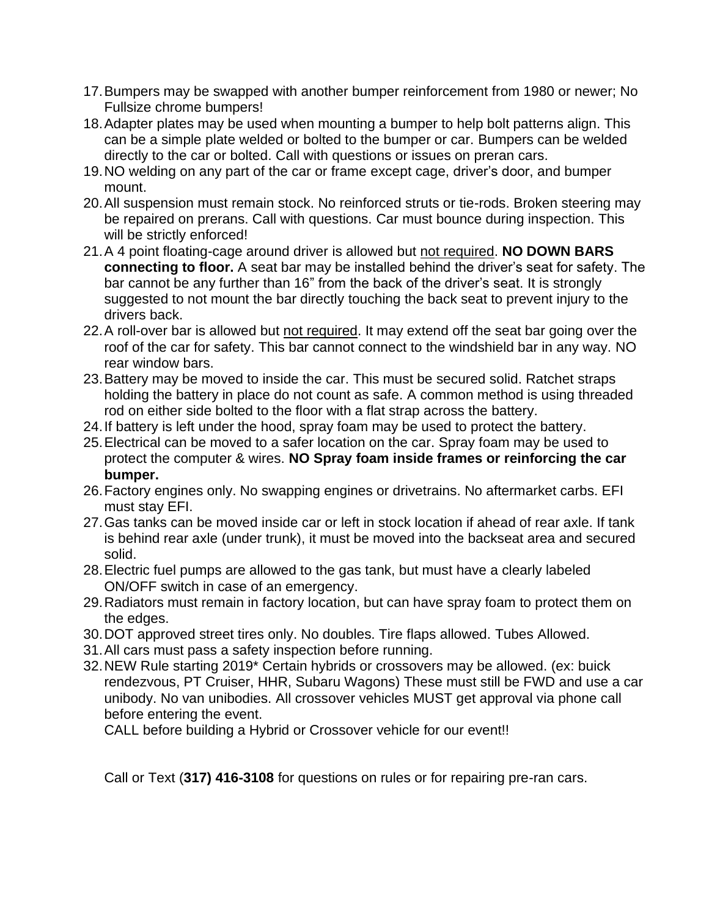17. Bumpers may be swapped with another bumper reinforcement from 1980 or newer; No Fullsize chrome bumpers!
18. Adapter plates may be used when mounting a bumper to help bolt patterns align. This can be a simple plate welded or bolted to the bumper or car. Bumpers can be welded directly to the car or bolted. Call with questions or issues on preran cars.
19. NO welding on any part of the car or frame except cage, driver's door, and bumper mount.
20. All suspension must remain stock. No reinforced struts or tie-rods. Broken steering may be repaired on prerans. Call with questions. Car must bounce during inspection. This will be strictly enforced!
21. A 4 point floating-cage around driver is allowed but <u>not required</u>. **NO DOWN BARS connecting to floor.** A seat bar may be installed behind the driver's seat for safety. The bar cannot be any further than 16" from the back of the driver's seat. It is strongly suggested to not mount the bar directly touching the back seat to prevent injury to the drivers back.
22. A roll-over bar is allowed but <u>not required</u>. It may extend off the seat bar going over the roof of the car for safety. This bar cannot connect to the windshield bar in any way. NO rear window bars.
23. Battery may be moved to inside the car. This must be secured solid. Ratchet straps holding the battery in place do not count as safe. A common method is using threaded rod on either side bolted to the floor with a flat strap across the battery.
24. If battery is left under the hood, spray foam may be used to protect the battery.
25. Electrical can be moved to a safer location on the car. Spray foam may be used to protect the computer & wires. **NO Spray foam inside frames or reinforcing the car bumper.**
26. Factory engines only. No swapping engines or drivetrains. No aftermarket carbs. EFI must stay EFI.
27. Gas tanks can be moved inside car or left in stock location if ahead of rear axle. If tank is behind rear axle (under trunk), it must be moved into the backseat area and secured solid.
28. Electric fuel pumps are allowed to the gas tank, but must have a clearly labeled ON/OFF switch in case of an emergency.
29. Radiators must remain in factory location, but can have spray foam to protect them on the edges.
30. DOT approved street tires only. No doubles. Tire flaps allowed. Tubes Allowed.
31. All cars must pass a safety inspection before running.
32. NEW Rule starting 2019* Certain hybrids or crossovers may be allowed. (ex: buick rendezvous, PT Cruiser, HHR, Subaru Wagons) These must still be FWD and use a car unibody. No van unibodies. All crossover vehicles MUST get approval via phone call before entering the event.

    CALL before building a Hybrid or Crossover vehicle for our event!!

Call or Text (**317) 416-3108** for questions on rules or for repairing pre-ran cars.